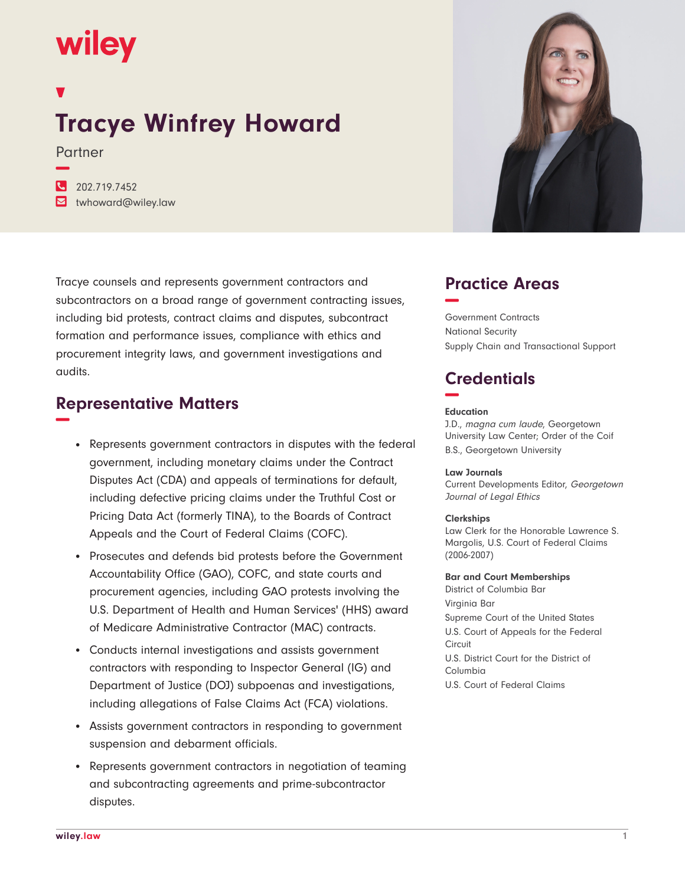wiley

# Tracye Winfrey Howard

Partner

202.719.7452
twhoward@wiley.law

Tracye counsels and represents government contractors and subcontractors on a broad range of government contracting issues, including bid protests, contract claims and disputes, subcontract formation and performance issues, compliance with ethics and procurement integrity laws, and government investigations and audits.

## Representative Matters

- Represents government contractors in disputes with the federal government, including monetary claims under the Contract Disputes Act (CDA) and appeals of terminations for default, including defective pricing claims under the Truthful Cost or Pricing Data Act (formerly TINA), to the Boards of Contract Appeals and the Court of Federal Claims (COFC).
- Prosecutes and defends bid protests before the Government Accountability Office (GAO), COFC, and state courts and procurement agencies, including GAO protests involving the U.S. Department of Health and Human Services' (HHS) award of Medicare Administrative Contractor (MAC) contracts.
- Conducts internal investigations and assists government contractors with responding to Inspector General (IG) and Department of Justice (DOJ) subpoenas and investigations, including allegations of False Claims Act (FCA) violations.
- Assists government contractors in responding to government suspension and debarment officials.
- Represents government contractors in negotiation of teaming and subcontracting agreements and prime-subcontractor disputes.

## Practice Areas

Government Contracts
National Security
Supply Chain and Transactional Support

## Credentials

### Education

J.D., *magna cum laude*, Georgetown University Law Center; Order of the Coif
B.S., Georgetown University

### Law Journals

Current Developments Editor, *Georgetown Journal of Legal Ethics*

### Clerkships

Law Clerk for the Honorable Lawrence S. Margolis, U.S. Court of Federal Claims (2006-2007)

### Bar and Court Memberships

District of Columbia Bar
Virginia Bar
Supreme Court of the United States
U.S. Court of Appeals for the Federal Circuit
U.S. District Court for the District of Columbia
U.S. Court of Federal Claims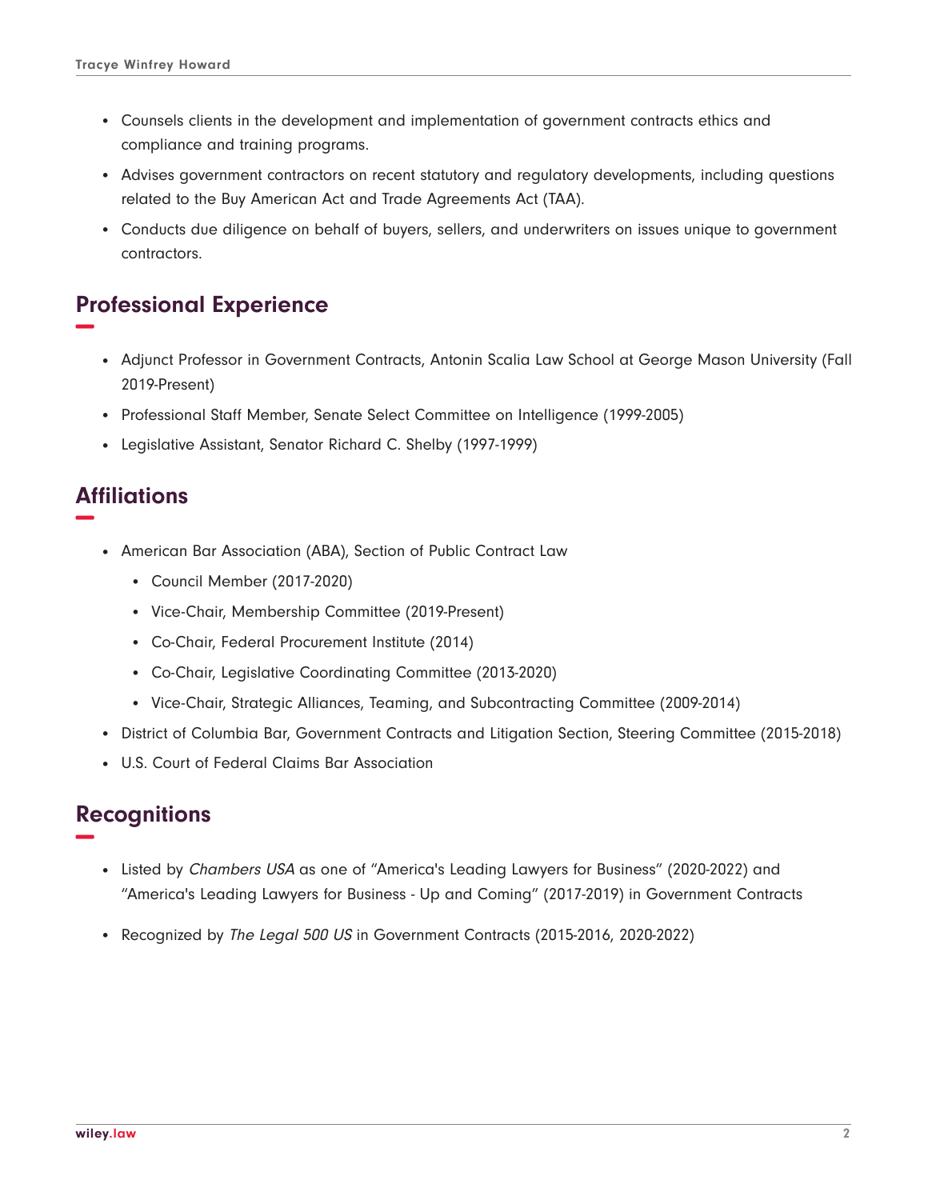- Counsels clients in the development and implementation of government contracts ethics and compliance and training programs.
- Advises government contractors on recent statutory and regulatory developments, including questions related to the Buy American Act and Trade Agreements Act (TAA).
- Conducts due diligence on behalf of buyers, sellers, and underwriters on issues unique to government contractors.

## Professional Experience

- Adjunct Professor in Government Contracts, Antonin Scalia Law School at George Mason University (Fall 2019-Present)
- Professional Staff Member, Senate Select Committee on Intelligence (1999-2005)
- Legislative Assistant, Senator Richard C. Shelby (1997-1999)

## Affiliations

- American Bar Association (ABA), Section of Public Contract Law
  - Council Member (2017-2020)
  - Vice-Chair, Membership Committee (2019-Present)
  - Co-Chair, Federal Procurement Institute (2014)
  - Co-Chair, Legislative Coordinating Committee (2013-2020)
  - Vice-Chair, Strategic Alliances, Teaming, and Subcontracting Committee (2009-2014)
- District of Columbia Bar, Government Contracts and Litigation Section, Steering Committee (2015-2018)
- U.S. Court of Federal Claims Bar Association

## Recognitions

- Listed by *Chambers USA* as one of "America's Leading Lawyers for Business" (2020-2022) and "America's Leading Lawyers for Business - Up and Coming" (2017-2019) in Government Contracts
- Recognized by *The Legal 500 US* in Government Contracts (2015-2016, 2020-2022)